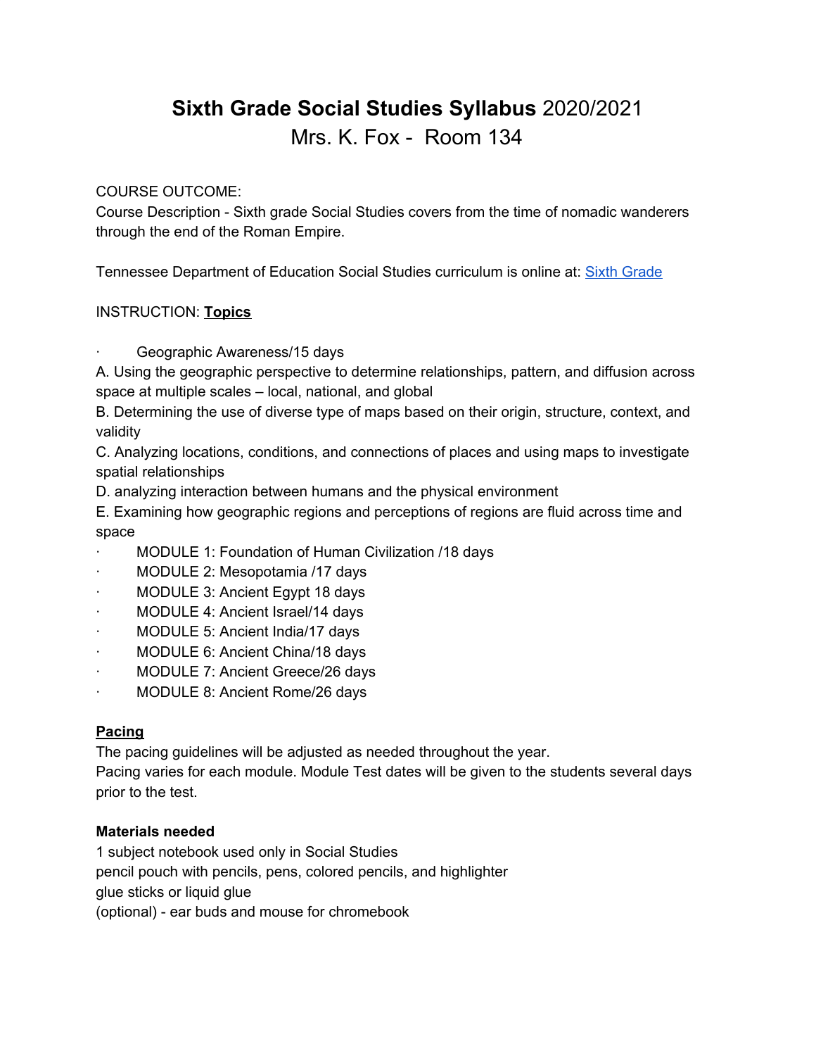# **Sixth Grade Social Studies Syllabus** 2020/2021

Mrs. K. Fox - Room 134

COURSE OUTCOME:

Course Description - Sixth grade Social Studies covers from the time of nomadic wanderers through the end of the Roman Empire.

Tennessee Department of Education Social Studies curriculum is online at: [Sixth Grade]

INSTRUCTION: **Topics**

- Geographic Awareness/15 days

A. Using the geographic perspective to determine relationships, pattern, and diffusion across space at multiple scales – local, national, and global

B. Determining the use of diverse type of maps based on their origin, structure, context, and validity

C. Analyzing locations, conditions, and connections of places and using maps to investigate spatial relationships

D. analyzing interaction between humans and the physical environment

E. Examining how geographic regions and perceptions of regions are fluid across time and space

- MODULE 1: Foundation of Human Civilization /18 days
- MODULE 2: Mesopotamia /17 days
- MODULE 3: Ancient Egypt 18 days
- MODULE 4: Ancient Israel/14 days
- MODULE 5: Ancient India/17 days
- MODULE 6: Ancient China/18 days
- MODULE 7: Ancient Greece/26 days
- MODULE 8: Ancient Rome/26 days

**Pacing**

The pacing guidelines will be adjusted as needed throughout the year.

Pacing varies for each module. Module Test dates will be given to the students several days prior to the test.

**Materials needed**

1 subject notebook used only in Social Studies

pencil pouch with pencils, pens, colored pencils, and highlighter

glue sticks or liquid glue

(optional) - ear buds and mouse for chromebook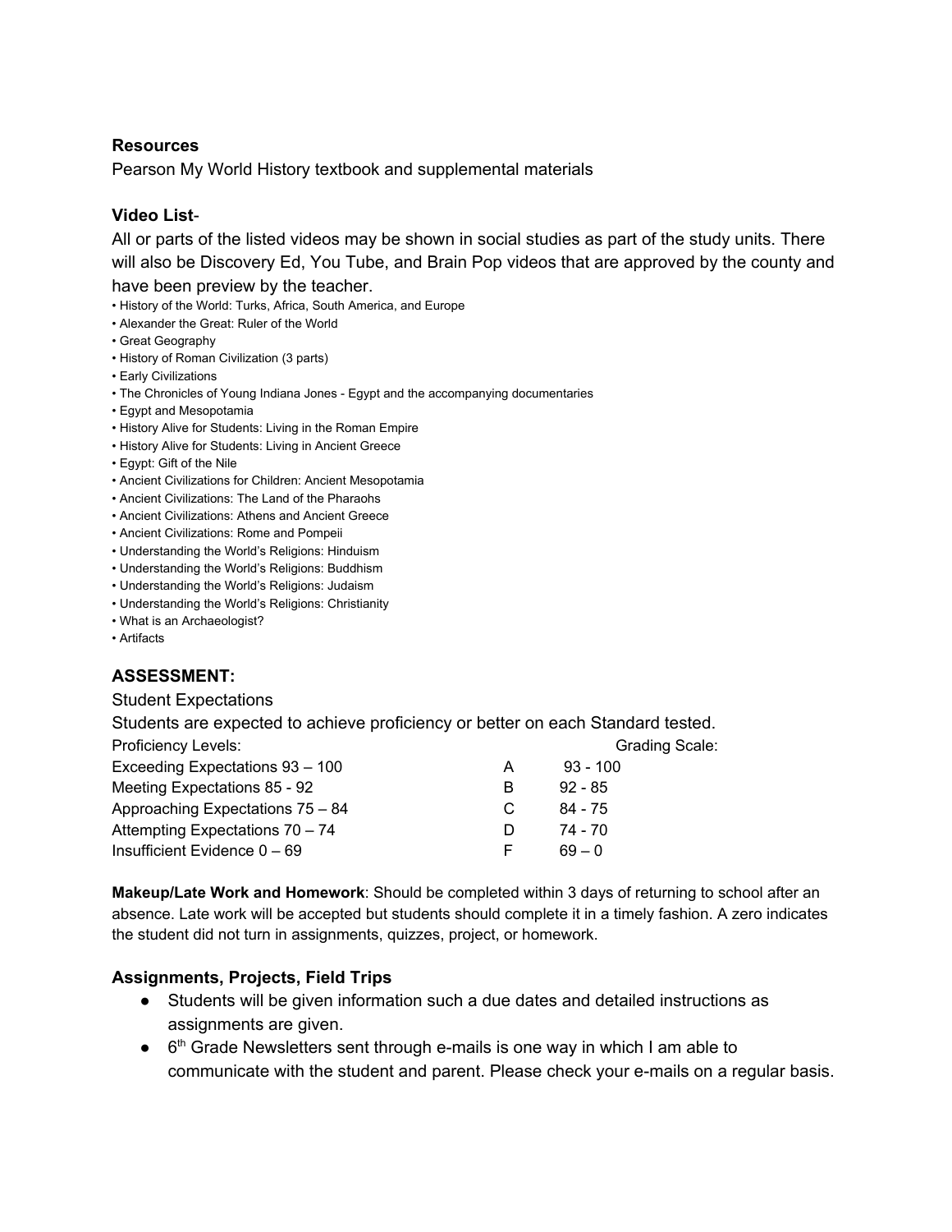**Resources**

Pearson My World History textbook and supplemental materials

**Video List**-

All or parts of the listed videos may be shown in social studies as part of the study units. There will also be Discovery Ed, You Tube, and Brain Pop videos that are approved by the county and have been preview by the teacher.

- History of the World: Turks, Africa, South America, and Europe
- Alexander the Great: Ruler of the World
- Great Geography
- History of Roman Civilization (3 parts)
- Early Civilizations
- The Chronicles of Young Indiana Jones - Egypt and the accompanying documentaries
- Egypt and Mesopotamia
- History Alive for Students: Living in the Roman Empire
- History Alive for Students: Living in Ancient Greece
- Egypt: Gift of the Nile
- Ancient Civilizations for Children: Ancient Mesopotamia
- Ancient Civilizations: The Land of the Pharaohs
- Ancient Civilizations: Athens and Ancient Greece
- Ancient Civilizations: Rome and Pompeii
- Understanding the World's Religions: Hinduism
- Understanding the World's Religions: Buddhism
- Understanding the World's Religions: Judaism
- Understanding the World's Religions: Christianity
- What is an Archaeologist?
- Artifacts

## ASSESSMENT:

Student Expectations

Students are expected to achieve proficiency or better on each Standard tested.

| Proficiency Levels: | Grading Scale: | |
|---|---|---|
| Exceeding Expectations 93 – 100 | A | 93 - 100 |
| Meeting Expectations 85 - 92 | B | 92 - 85 |
| Approaching Expectations 75 – 84 | C | 84 - 75 |
| Attempting Expectations 70 – 74 | D | 74 - 70 |
| Insufficient Evidence 0 – 69 | F | 69 – 0 |

**Makeup/Late Work and Homework**: Should be completed within 3 days of returning to school after an absence. Late work will be accepted but students should complete it in a timely fashion. A zero indicates the student did not turn in assignments, quizzes, project, or homework.

**Assignments, Projects, Field Trips**

- Students will be given information such a due dates and detailed instructions as assignments are given.
- 6th Grade Newsletters sent through e-mails is one way in which I am able to communicate with the student and parent. Please check your e-mails on a regular basis.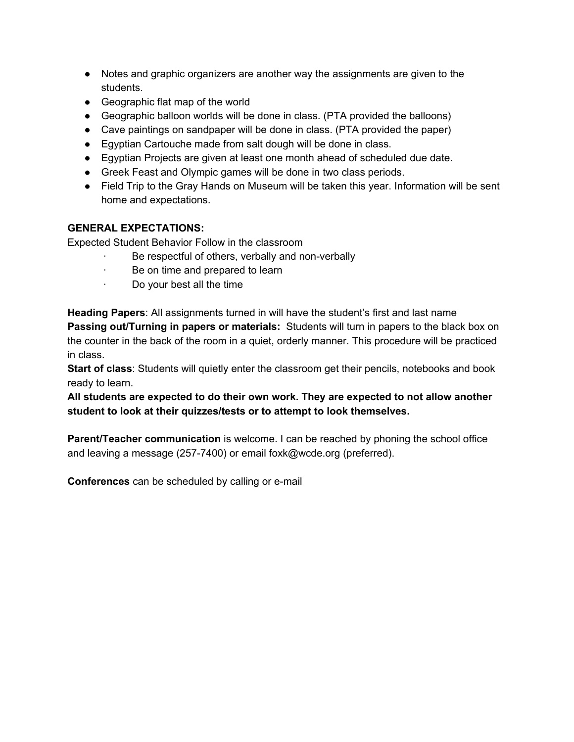- Notes and graphic organizers are another way the assignments are given to the students.
- Geographic flat map of the world
- Geographic balloon worlds will be done in class. (PTA provided the balloons)
- Cave paintings on sandpaper will be done in class. (PTA provided the paper)
- Egyptian Cartouche made from salt dough will be done in class.
- Egyptian Projects are given at least one month ahead of scheduled due date.
- Greek Feast and Olympic games will be done in two class periods.
- Field Trip to the Gray Hands on Museum will be taken this year. Information will be sent home and expectations.

**GENERAL EXPECTATIONS:**

Expected Student Behavior Follow in the classroom

- Be respectful of others, verbally and non-verbally
- Be on time and prepared to learn
- Do your best all the time

**Heading Papers**: All assignments turned in will have the student's first and last name

**Passing out/Turning in papers or materials:** Students will turn in papers to the black box on the counter in the back of the room in a quiet, orderly manner. This procedure will be practiced in class.

**Start of class**: Students will quietly enter the classroom get their pencils, notebooks and book ready to learn.

**All students are expected to do their own work. They are expected to not allow another student to look at their quizzes/tests or to attempt to look themselves.**

**Parent/Teacher communication** is welcome. I can be reached by phoning the school office and leaving a message (257-7400) or email foxk@wcde.org (preferred).

**Conferences** can be scheduled by calling or e-mail